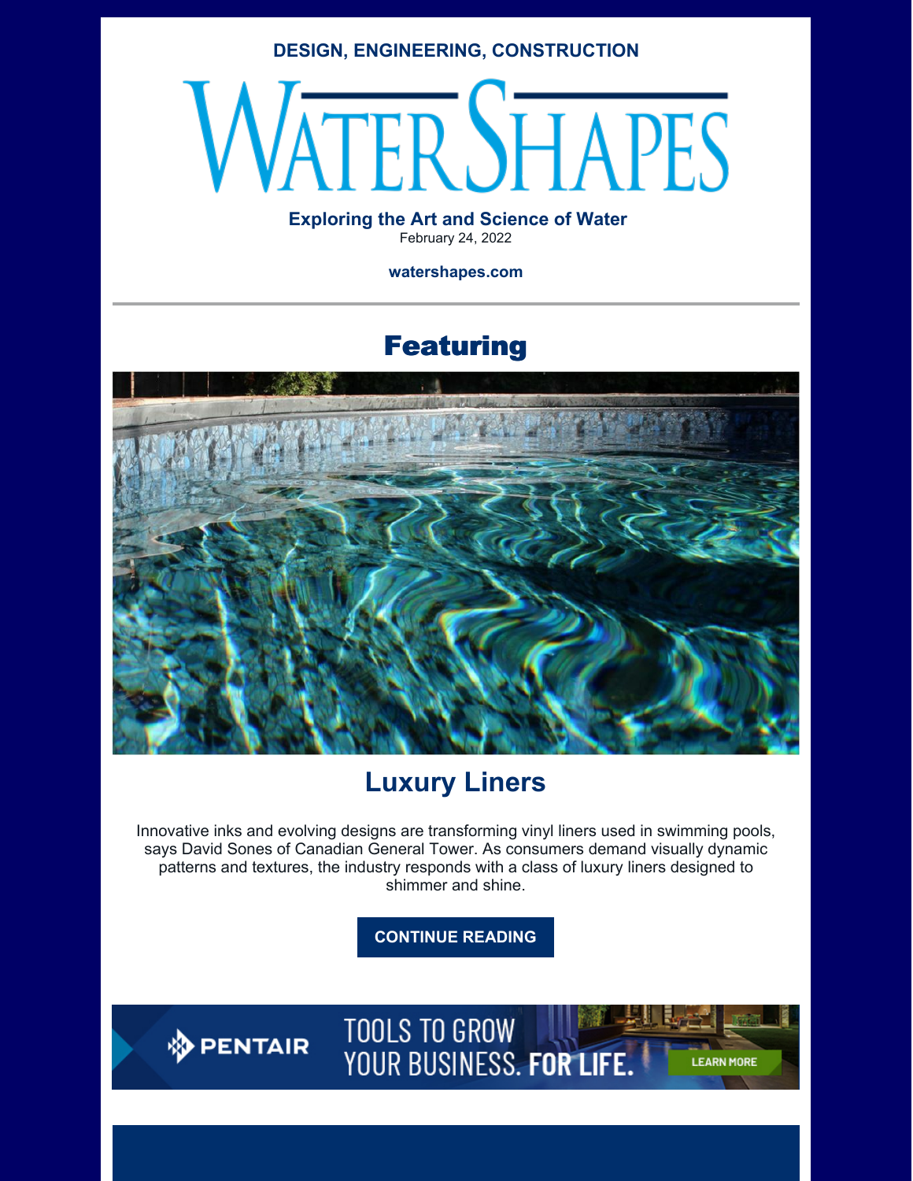**DESIGN, ENGINEERING, CONSTRUCTION**

# WATERSHAPES

**Exploring the Art and Science of Water**

February 24, 2022

**watershapes.com**

---

## Featuring

## Luxury Liners

Innovative inks and evolving designs are transforming vinyl liners used in swimming pools, says David Sones of Canadian General Tower. As consumers demand visually dynamic patterns and textures, the industry responds with a class of luxury liners designed to shimmer and shine.

**CONTINUE READING**

PENTAIR TOOLS TO GROW YOUR BUSINESS. FOR LIFE. LEARN MORE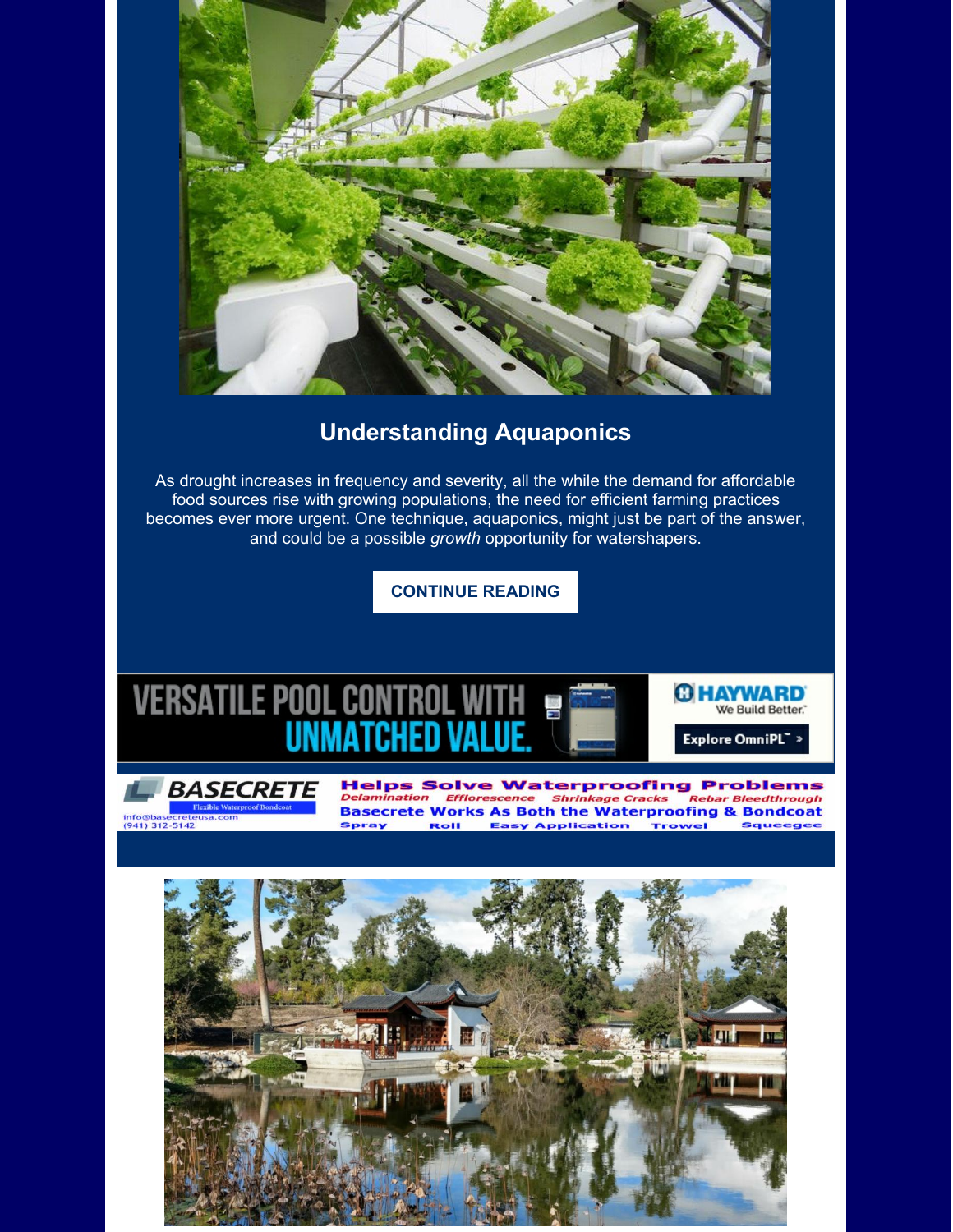## Understanding Aquaponics

As drought increases in frequency and severity, all the while the demand for affordable food sources rise with growing populations, the need for efficient farming practices becomes ever more urgent. One technique, aquaponics, might just be part of the answer, and could be a possible *growth* opportunity for watershapers.

**CONTINUE READING**

VERSATILE POOL CONTROL WITH UNMATCHED VALUE.

HAYWARD We Build Better.

Explore OmniPL™ »

BASECRETE

Flexible Waterproof Bondcoat

info@basecreteusa.com

(941) 312-5142

Helps Solve Waterproofing Problems

Delamination Efflorescence Shrinkage Cracks Rebar Bleedthrough

Basecrete Works As Both the Waterproofing & Bondcoat

Spray Roll Easy Application Trowel Squeegee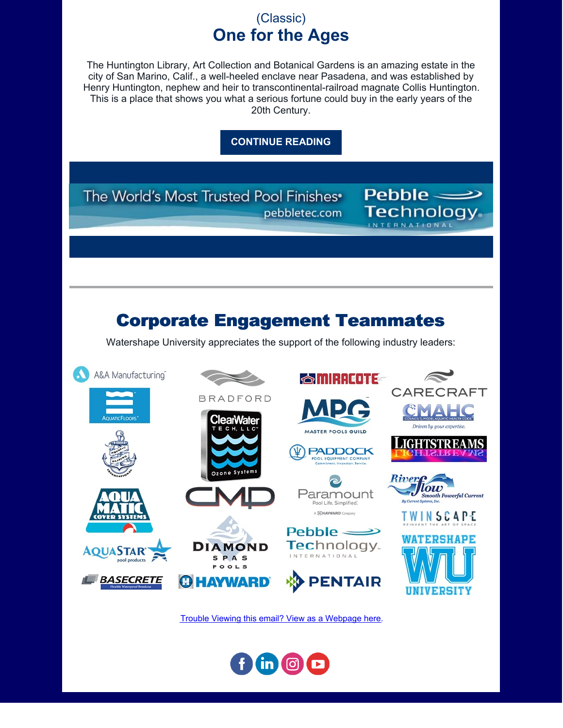(Classic)

## One for the Ages

The Huntington Library, Art Collection and Botanical Gardens is an amazing estate in the city of San Marino, Calif., a well-heeled enclave near Pasadena, and was established by Henry Huntington, nephew and heir to transcontinental-railroad magnate Collis Huntington. This is a place that shows you what a serious fortune could buy in the early years of the 20th Century.

CONTINUE READING

The World's Most Trusted Pool Finishes® pebbletec.com Pebble Technology® INTERNATIONAL

---

## Corporate Engagement Teammates

Watershape University appreciates the support of the following industry leaders:

A&A Manufacturing
AquaticFloors
Aquatic Glazing International
Aqua Matic Cover Systems
AquaStar pool products
Basecrete Flexible Waterproof Bondcoat
Bradford
ClearWater Tech, LLC Ozone Systems
CMP
Diamond Spas Pools
Hayward
Miracote
MPG Master Pools Guild
Paddock Pool Equipment Company
Paramount Pool Life. Simplified. A Hayward Company
Pebble Technology International
Pentair
Carecraft
CMAHC Council for the Model Aquatic Health Code — Driven by your expertise.
Lightstreams
Riverflow Smooth Powerful Current By Current Systems, Inc.
Twinscape Reinvent the Art of Space
Watershape University

Trouble Viewing this email? View as a Webpage here.